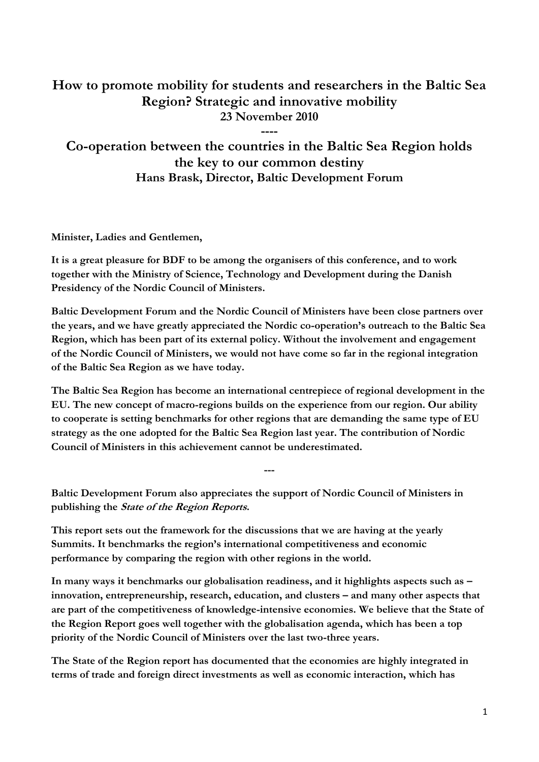# How to promote mobility for students and researchers in the Baltic Sea Region? Strategic and innovative mobility

**23 November 2010**

----

## Co-operation between the countries in the Baltic Sea Region holds the key to our common destiny

**Hans Brask, Director, Baltic Development Forum**

**Minister, Ladies and Gentlemen,**

**It is a great pleasure for BDF to be among the organisers of this conference, and to work together with the Ministry of Science, Technology and Development during the Danish Presidency of the Nordic Council of Ministers.**

**Baltic Development Forum and the Nordic Council of Ministers have been close partners over the years, and we have greatly appreciated the Nordic co-operation's outreach to the Baltic Sea Region, which has been part of its external policy. Without the involvement and engagement of the Nordic Council of Ministers, we would not have come so far in the regional integration of the Baltic Sea Region as we have today.**

**The Baltic Sea Region has become an international centrepiece of regional development in the EU. The new concept of macro-regions builds on the experience from our region. Our ability to cooperate is setting benchmarks for other regions that are demanding the same type of EU strategy as the one adopted for the Baltic Sea Region last year. The contribution of Nordic Council of Ministers in this achievement cannot be underestimated.**

---

**Baltic Development Forum also appreciates the support of Nordic Council of Ministers in publishing the *State of the Region Reports*.**

**This report sets out the framework for the discussions that we are having at the yearly Summits. It benchmarks the region's international competitiveness and economic performance by comparing the region with other regions in the world.**

**In many ways it benchmarks our globalisation readiness, and it highlights aspects such as – innovation, entrepreneurship, research, education, and clusters – and many other aspects that are part of the competitiveness of knowledge-intensive economies. We believe that the State of the Region Report goes well together with the globalisation agenda, which has been a top priority of the Nordic Council of Ministers over the last two-three years.**

**The State of the Region report has documented that the economies are highly integrated in terms of trade and foreign direct investments as well as economic interaction, which has**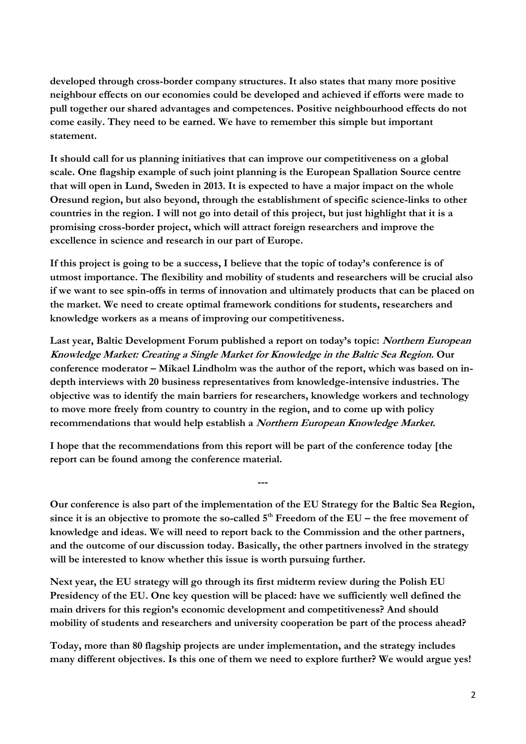**developed through cross-border company structures. It also states that many more positive neighbour effects on our economies could be developed and achieved if efforts were made to pull together our shared advantages and competences. Positive neighbourhood effects do not come easily. They need to be earned. We have to remember this simple but important statement.**

**It should call for us planning initiatives that can improve our competitiveness on a global scale. One flagship example of such joint planning is the European Spallation Source centre that will open in Lund, Sweden in 2013. It is expected to have a major impact on the whole Oresund region, but also beyond, through the establishment of specific science-links to other countries in the region. I will not go into detail of this project, but just highlight that it is a promising cross-border project, which will attract foreign researchers and improve the excellence in science and research in our part of Europe.**

**If this project is going to be a success, I believe that the topic of today's conference is of utmost importance. The flexibility and mobility of students and researchers will be crucial also if we want to see spin-offs in terms of innovation and ultimately products that can be placed on the market. We need to create optimal framework conditions for students, researchers and knowledge workers as a means of improving our competitiveness.**

**Last year, Baltic Development Forum published a report on today's topic: *Northern European Knowledge Market: Creating a Single Market for Knowledge in the Baltic Sea Region.* Our conference moderator – Mikael Lindholm was the author of the report, which was based on in-depth interviews with 20 business representatives from knowledge-intensive industries. The objective was to identify the main barriers for researchers, knowledge workers and technology to move more freely from country to country in the region, and to come up with policy recommendations that would help establish a *Northern European Knowledge Market*.**

**I hope that the recommendations from this report will be part of the conference today [the report can be found among the conference material.**

---

**Our conference is also part of the implementation of the EU Strategy for the Baltic Sea Region, since it is an objective to promote the so-called 5th Freedom of the EU – the free movement of knowledge and ideas. We will need to report back to the Commission and the other partners, and the outcome of our discussion today. Basically, the other partners involved in the strategy will be interested to know whether this issue is worth pursuing further.**

**Next year, the EU strategy will go through its first midterm review during the Polish EU Presidency of the EU. One key question will be placed: have we sufficiently well defined the main drivers for this region's economic development and competitiveness? And should mobility of students and researchers and university cooperation be part of the process ahead?**

**Today, more than 80 flagship projects are under implementation, and the strategy includes many different objectives. Is this one of them we need to explore further? We would argue yes!**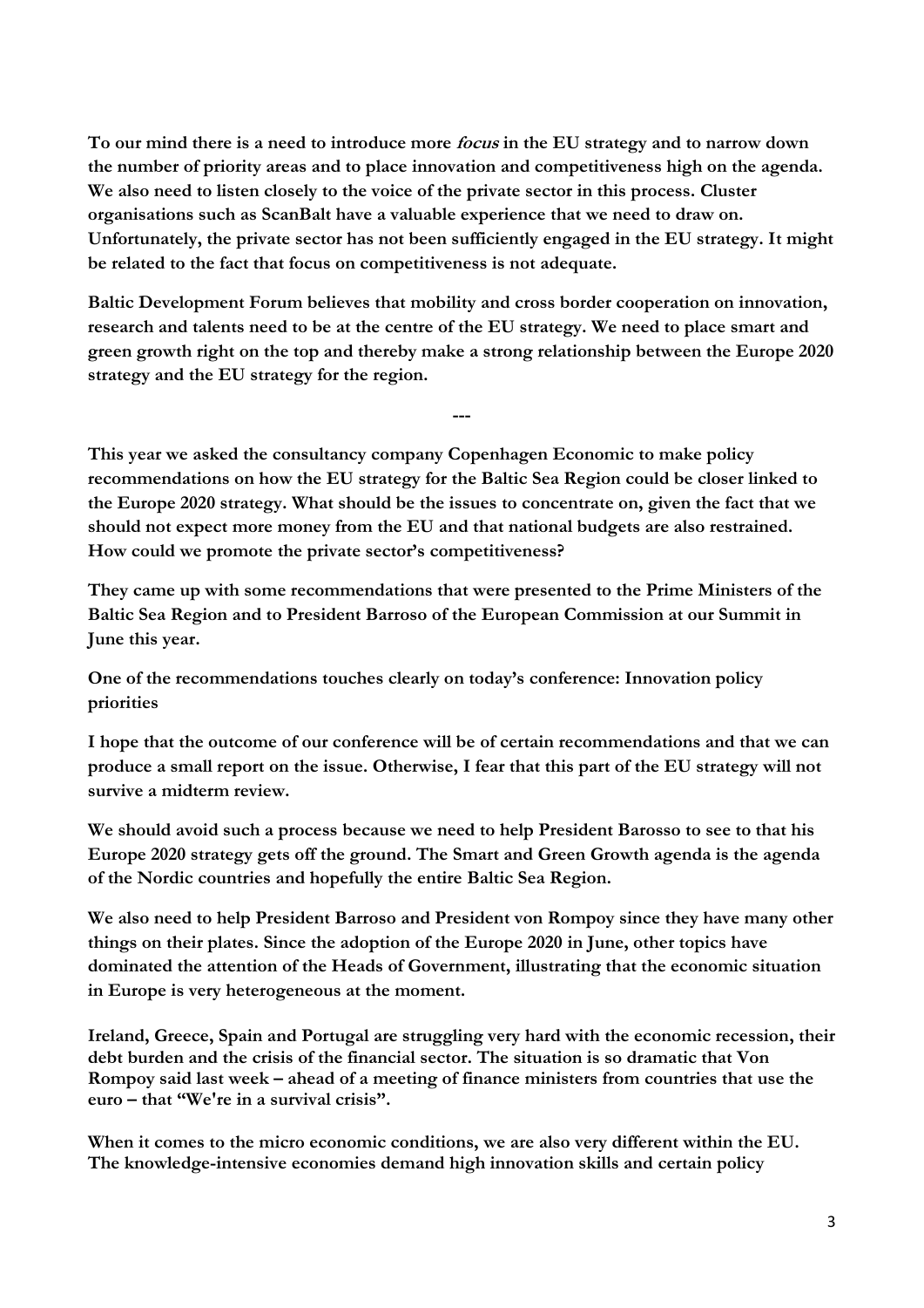**To our mind there is a need to introduce more *focus* in the EU strategy and to narrow down the number of priority areas and to place innovation and competitiveness high on the agenda. We also need to listen closely to the voice of the private sector in this process. Cluster organisations such as ScanBalt have a valuable experience that we need to draw on. Unfortunately, the private sector has not been sufficiently engaged in the EU strategy. It might be related to the fact that focus on competitiveness is not adequate.**

**Baltic Development Forum believes that mobility and cross border cooperation on innovation, research and talents need to be at the centre of the EU strategy. We need to place smart and green growth right on the top and thereby make a strong relationship between the Europe 2020 strategy and the EU strategy for the region.**

---

**This year we asked the consultancy company Copenhagen Economic to make policy recommendations on how the EU strategy for the Baltic Sea Region could be closer linked to the Europe 2020 strategy. What should be the issues to concentrate on, given the fact that we should not expect more money from the EU and that national budgets are also restrained. How could we promote the private sector's competitiveness?**

**They came up with some recommendations that were presented to the Prime Ministers of the Baltic Sea Region and to President Barroso of the European Commission at our Summit in June this year.**

**One of the recommendations touches clearly on today's conference: Innovation policy priorities**

**I hope that the outcome of our conference will be of certain recommendations and that we can produce a small report on the issue. Otherwise, I fear that this part of the EU strategy will not survive a midterm review.**

**We should avoid such a process because we need to help President Barosso to see to that his Europe 2020 strategy gets off the ground. The Smart and Green Growth agenda is the agenda of the Nordic countries and hopefully the entire Baltic Sea Region.**

**We also need to help President Barroso and President von Rompoy since they have many other things on their plates. Since the adoption of the Europe 2020 in June, other topics have dominated the attention of the Heads of Government, illustrating that the economic situation in Europe is very heterogeneous at the moment.**

**Ireland, Greece, Spain and Portugal are struggling very hard with the economic recession, their debt burden and the crisis of the financial sector. The situation is so dramatic that Von Rompoy said last week – ahead of a meeting of finance ministers from countries that use the euro – that "We're in a survival crisis".**

**When it comes to the micro economic conditions, we are also very different within the EU. The knowledge-intensive economies demand high innovation skills and certain policy**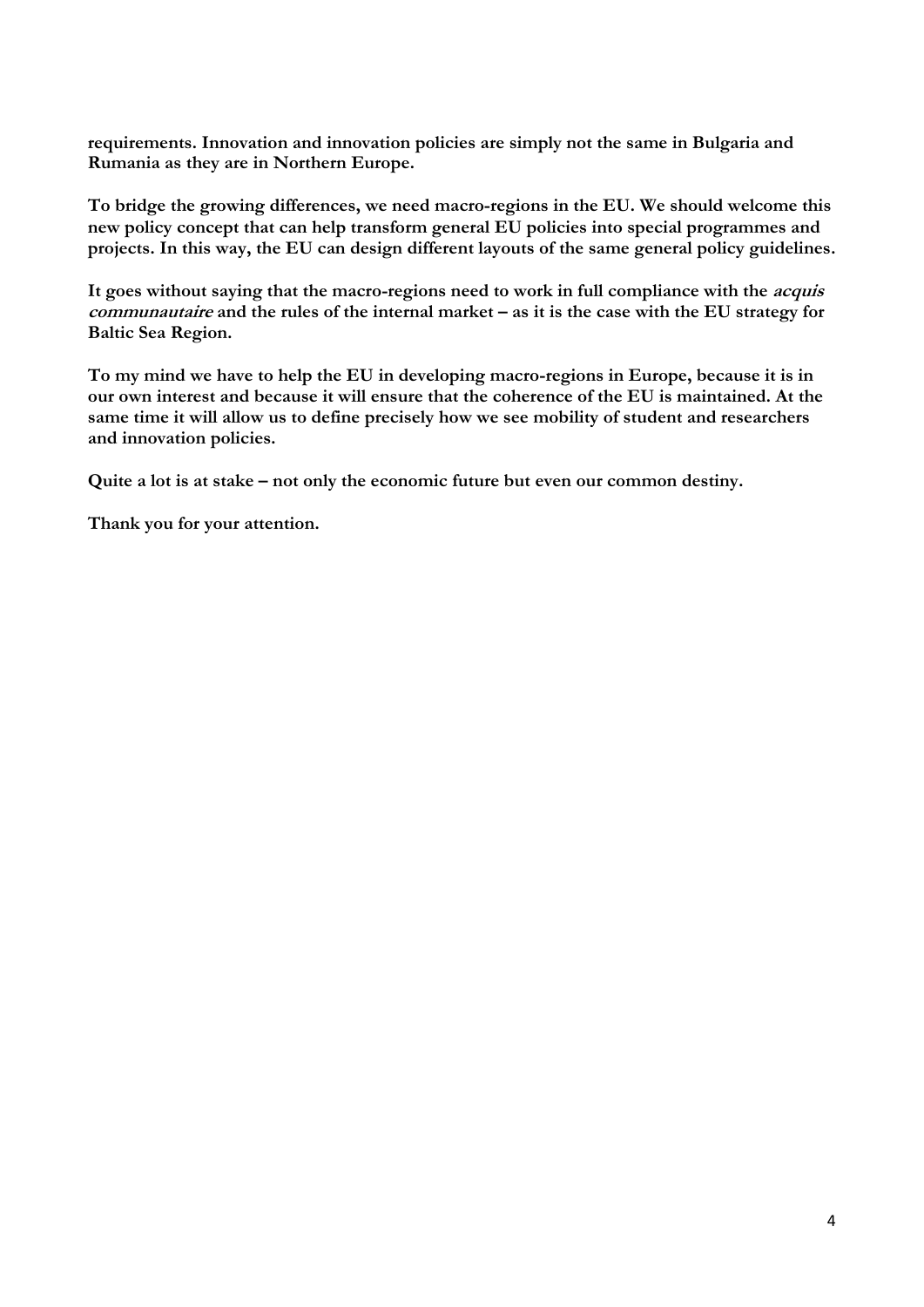**requirements. Innovation and innovation policies are simply not the same in Bulgaria and Rumania as they are in Northern Europe.**

**To bridge the growing differences, we need macro-regions in the EU. We should welcome this new policy concept that can help transform general EU policies into special programmes and projects. In this way, the EU can design different layouts of the same general policy guidelines.**

**It goes without saying that the macro-regions need to work in full compliance with the *acquis communautaire* and the rules of the internal market – as it is the case with the EU strategy for Baltic Sea Region.**

**To my mind we have to help the EU in developing macro-regions in Europe, because it is in our own interest and because it will ensure that the coherence of the EU is maintained. At the same time it will allow us to define precisely how we see mobility of student and researchers and innovation policies.**

**Quite a lot is at stake – not only the economic future but even our common destiny.**

**Thank you for your attention.**